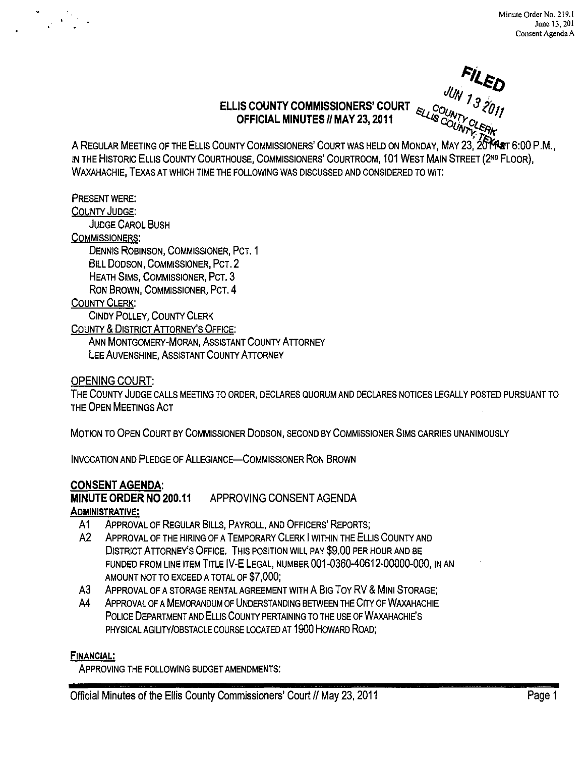Minute Order No. 219.1
June 13, 201
Consent Agenda A

FILED
JUN 13 2011
ELLIS COUNTY CLERK
ELLIS COUNTY, TEXAS

# ELLIS COUNTY COMMISSIONERS' COURT
## OFFICIAL MINUTES // MAY 23, 2011

A REGULAR MEETING OF THE ELLIS COUNTY COMMISSIONERS' COURT WAS HELD ON MONDAY, MAY 23, 2011 AT 6:00 P.M., IN THE HISTORIC ELLIS COUNTY COURTHOUSE, COMMISSIONERS' COURTROOM, 101 WEST MAIN STREET (2ND FLOOR), WAXAHACHIE, TEXAS AT WHICH TIME THE FOLLOWING WAS DISCUSSED AND CONSIDERED TO WIT:

PRESENT WERE:

COUNTY JUDGE:
- JUDGE CAROL BUSH

COMMISSIONERS:
- DENNIS ROBINSON, COMMISSIONER, PCT. 1
- BILL DODSON, COMMISSIONER, PCT. 2
- HEATH SIMS, COMMISSIONER, PCT. 3
- RON BROWN, COMMISSIONER, PCT. 4

COUNTY CLERK:
- CINDY POLLEY, COUNTY CLERK

COUNTY & DISTRICT ATTORNEY'S OFFICE:
- ANN MONTGOMERY-MORAN, ASSISTANT COUNTY ATTORNEY
- LEE AUVENSHINE, ASSISTANT COUNTY ATTORNEY

OPENING COURT:

THE COUNTY JUDGE CALLS MEETING TO ORDER, DECLARES QUORUM AND DECLARES NOTICES LEGALLY POSTED PURSUANT TO THE OPEN MEETINGS ACT

MOTION TO OPEN COURT BY COMMISSIONER DODSON, SECOND BY COMMISSIONER SIMS CARRIES UNANIMOUSLY

INVOCATION AND PLEDGE OF ALLEGIANCE—COMMISSIONER RON BROWN

### CONSENT AGENDA:

**MINUTE ORDER NO 200.11** APPROVING CONSENT AGENDA

**ADMINISTRATIVE:**

- A1 APPROVAL OF REGULAR BILLS, PAYROLL, AND OFFICERS' REPORTS;
- A2 APPROVAL OF THE HIRING OF A TEMPORARY CLERK I WITHIN THE ELLIS COUNTY AND DISTRICT ATTORNEY'S OFFICE. THIS POSITION WILL PAY $9.00 PER HOUR AND BE FUNDED FROM LINE ITEM TITLE IV-E LEGAL, NUMBER 001-0360-40612-00000-000, IN AN AMOUNT NOT TO EXCEED A TOTAL OF $7,000;
- A3 APPROVAL OF A STORAGE RENTAL AGREEMENT WITH A BIG TOY RV & MINI STORAGE;
- A4 APPROVAL OF A MEMORANDUM OF UNDERSTANDING BETWEEN THE CITY OF WAXAHACHIE POLICE DEPARTMENT AND ELLIS COUNTY PERTAINING TO THE USE OF WAXAHACHIE'S PHYSICAL AGILITY/OBSTACLE COURSE LOCATED AT 1900 HOWARD ROAD;

**FINANCIAL:**

APPROVING THE FOLLOWING BUDGET AMENDMENTS: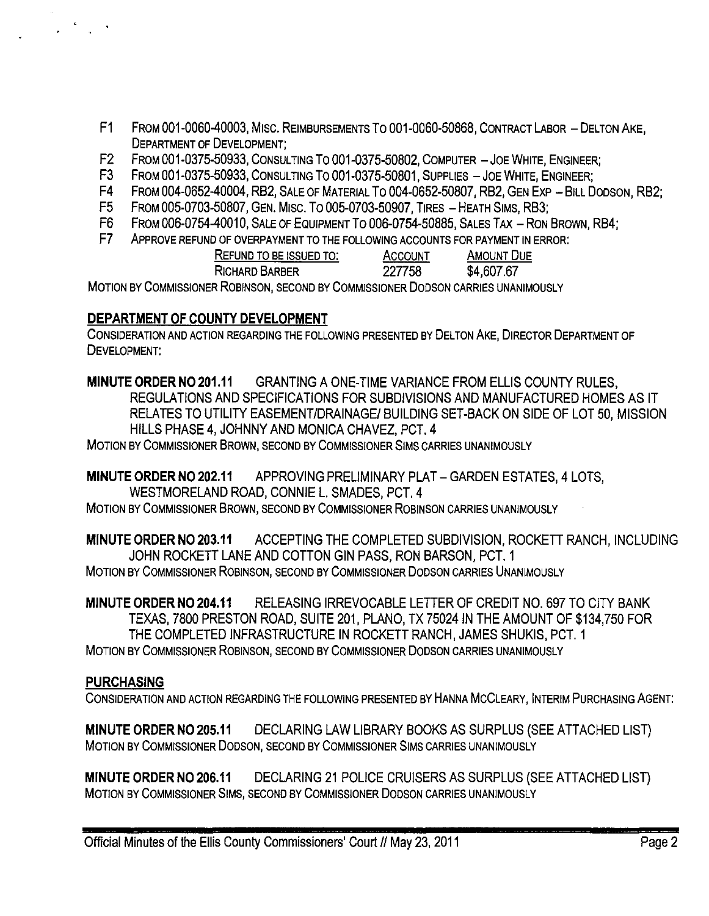- F1 FROM 001-0060-40003, MISC. REIMBURSEMENTS TO 001-0060-50868, CONTRACT LABOR – DELTON AKE, DEPARTMENT OF DEVELOPMENT;
- F2 FROM 001-0375-50933, CONSULTING TO 001-0375-50802, COMPUTER – JOE WHITE, ENGINEER;
- F3 FROM 001-0375-50933, CONSULTING TO 001-0375-50801, SUPPLIES – JOE WHITE, ENGINEER;
- F4 FROM 004-0652-40004, RB2, SALE OF MATERIAL TO 004-0652-50807, RB2, GEN EXP – BILL DODSON, RB2;
- F5 FROM 005-0703-50807, GEN. MISC. TO 005-0703-50907, TIRES – HEATH SIMS, RB3;
- F6 FROM 006-0754-40010, SALE OF EQUIPMENT TO 006-0754-50885, SALES TAX – RON BROWN, RB4;
- F7 APPROVE REFUND OF OVERPAYMENT TO THE FOLLOWING ACCOUNTS FOR PAYMENT IN ERROR:

| REFUND TO BE ISSUED TO: | ACCOUNT | AMOUNT DUE |
|---|---|---|
| RICHARD BARBER | 227758 | $4,607.67 |

MOTION BY COMMISSIONER ROBINSON, SECOND BY COMMISSIONER DODSON CARRIES UNANIMOUSLY

## DEPARTMENT OF COUNTY DEVELOPMENT

CONSIDERATION AND ACTION REGARDING THE FOLLOWING PRESENTED BY DELTON AKE, DIRECTOR DEPARTMENT OF DEVELOPMENT:

**MINUTE ORDER NO 201.11** GRANTING A ONE-TIME VARIANCE FROM ELLIS COUNTY RULES, REGULATIONS AND SPECIFICATIONS FOR SUBDIVISIONS AND MANUFACTURED HOMES AS IT RELATES TO UTILITY EASEMENT/DRAINAGE/ BUILDING SET-BACK ON SIDE OF LOT 50, MISSION HILLS PHASE 4, JOHNNY AND MONICA CHAVEZ, PCT. 4

MOTION BY COMMISSIONER BROWN, SECOND BY COMMISSIONER SIMS CARRIES UNANIMOUSLY

**MINUTE ORDER NO 202.11** APPROVING PRELIMINARY PLAT – GARDEN ESTATES, 4 LOTS, WESTMORELAND ROAD, CONNIE L. SMADES, PCT. 4

MOTION BY COMMISSIONER BROWN, SECOND BY COMMISSIONER ROBINSON CARRIES UNANIMOUSLY

**MINUTE ORDER NO 203.11** ACCEPTING THE COMPLETED SUBDIVISION, ROCKETT RANCH, INCLUDING JOHN ROCKETT LANE AND COTTON GIN PASS, RON BARSON, PCT. 1

MOTION BY COMMISSIONER ROBINSON, SECOND BY COMMISSIONER DODSON CARRIES UNANIMOUSLY

**MINUTE ORDER NO 204.11** RELEASING IRREVOCABLE LETTER OF CREDIT NO. 697 TO CITY BANK TEXAS, 7800 PRESTON ROAD, SUITE 201, PLANO, TX 75024 IN THE AMOUNT OF $134,750 FOR THE COMPLETED INFRASTRUCTURE IN ROCKETT RANCH, JAMES SHUKIS, PCT. 1

MOTION BY COMMISSIONER ROBINSON, SECOND BY COMMISSIONER DODSON CARRIES UNANIMOUSLY

## PURCHASING

CONSIDERATION AND ACTION REGARDING THE FOLLOWING PRESENTED BY HANNA MCCLEARY, INTERIM PURCHASING AGENT:

**MINUTE ORDER NO 205.11** DECLARING LAW LIBRARY BOOKS AS SURPLUS (SEE ATTACHED LIST)

MOTION BY COMMISSIONER DODSON, SECOND BY COMMISSIONER SIMS CARRIES UNANIMOUSLY

**MINUTE ORDER NO 206.11** DECLARING 21 POLICE CRUISERS AS SURPLUS (SEE ATTACHED LIST)

MOTION BY COMMISSIONER SIMS, SECOND BY COMMISSIONER DODSON CARRIES UNANIMOUSLY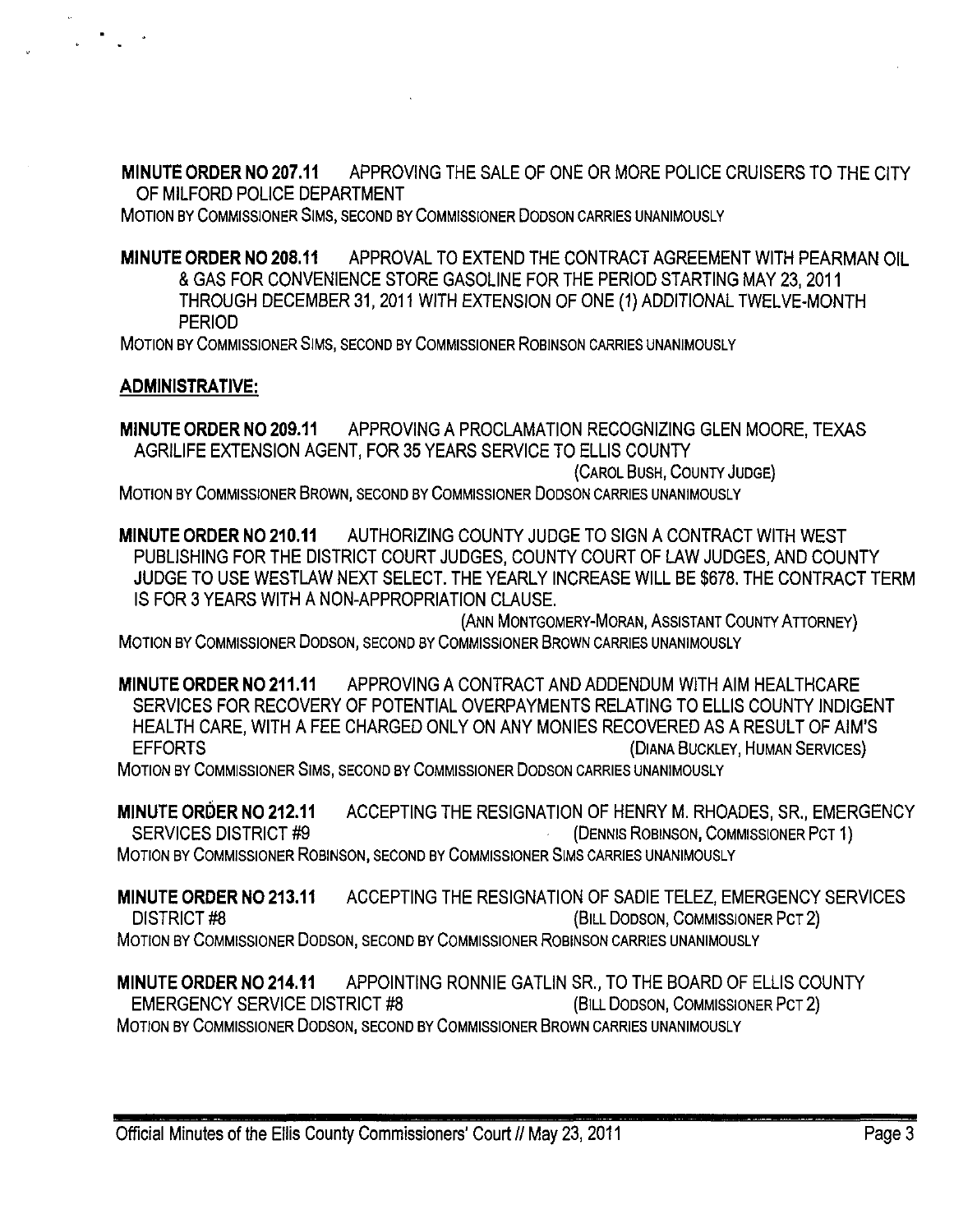**MINUTE ORDER NO 207.11** APPROVING THE SALE OF ONE OR MORE POLICE CRUISERS TO THE CITY OF MILFORD POLICE DEPARTMENT

MOTION BY COMMISSIONER SIMS, SECOND BY COMMISSIONER DODSON CARRIES UNANIMOUSLY

**MINUTE ORDER NO 208.11** APPROVAL TO EXTEND THE CONTRACT AGREEMENT WITH PEARMAN OIL & GAS FOR CONVENIENCE STORE GASOLINE FOR THE PERIOD STARTING MAY 23, 2011 THROUGH DECEMBER 31, 2011 WITH EXTENSION OF ONE (1) ADDITIONAL TWELVE-MONTH PERIOD

MOTION BY COMMISSIONER SIMS, SECOND BY COMMISSIONER ROBINSON CARRIES UNANIMOUSLY

**ADMINISTRATIVE:**

**MINUTE ORDER NO 209.11** APPROVING A PROCLAMATION RECOGNIZING GLEN MOORE, TEXAS AGRILIFE EXTENSION AGENT, FOR 35 YEARS SERVICE TO ELLIS COUNTY

(CAROL BUSH, COUNTY JUDGE)

MOTION BY COMMISSIONER BROWN, SECOND BY COMMISSIONER DODSON CARRIES UNANIMOUSLY

**MINUTE ORDER NO 210.11** AUTHORIZING COUNTY JUDGE TO SIGN A CONTRACT WITH WEST PUBLISHING FOR THE DISTRICT COURT JUDGES, COUNTY COURT OF LAW JUDGES, AND COUNTY JUDGE TO USE WESTLAW NEXT SELECT. THE YEARLY INCREASE WILL BE $678. THE CONTRACT TERM IS FOR 3 YEARS WITH A NON-APPROPRIATION CLAUSE.

(ANN MONTGOMERY-MORAN, ASSISTANT COUNTY ATTORNEY)

MOTION BY COMMISSIONER DODSON, SECOND BY COMMISSIONER BROWN CARRIES UNANIMOUSLY

**MINUTE ORDER NO 211.11** APPROVING A CONTRACT AND ADDENDUM WITH AIM HEALTHCARE SERVICES FOR RECOVERY OF POTENTIAL OVERPAYMENTS RELATING TO ELLIS COUNTY INDIGENT HEALTH CARE, WITH A FEE CHARGED ONLY ON ANY MONIES RECOVERED AS A RESULT OF AIM'S EFFORTS (DIANA BUCKLEY, HUMAN SERVICES)

MOTION BY COMMISSIONER SIMS, SECOND BY COMMISSIONER DODSON CARRIES UNANIMOUSLY

**MINUTE ORDER NO 212.11** ACCEPTING THE RESIGNATION OF HENRY M. RHOADES, SR., EMERGENCY SERVICES DISTRICT #9 (DENNIS ROBINSON, COMMISSIONER PCT 1)

MOTION BY COMMISSIONER ROBINSON, SECOND BY COMMISSIONER SIMS CARRIES UNANIMOUSLY

**MINUTE ORDER NO 213.11** ACCEPTING THE RESIGNATION OF SADIE TELEZ, EMERGENCY SERVICES DISTRICT #8 (BILL DODSON, COMMISSIONER PCT 2)

MOTION BY COMMISSIONER DODSON, SECOND BY COMMISSIONER ROBINSON CARRIES UNANIMOUSLY

**MINUTE ORDER NO 214.11** APPOINTING RONNIE GATLIN SR., TO THE BOARD OF ELLIS COUNTY EMERGENCY SERVICE DISTRICT #8 (BILL DODSON, COMMISSIONER PCT 2)

MOTION BY COMMISSIONER DODSON, SECOND BY COMMISSIONER BROWN CARRIES UNANIMOUSLY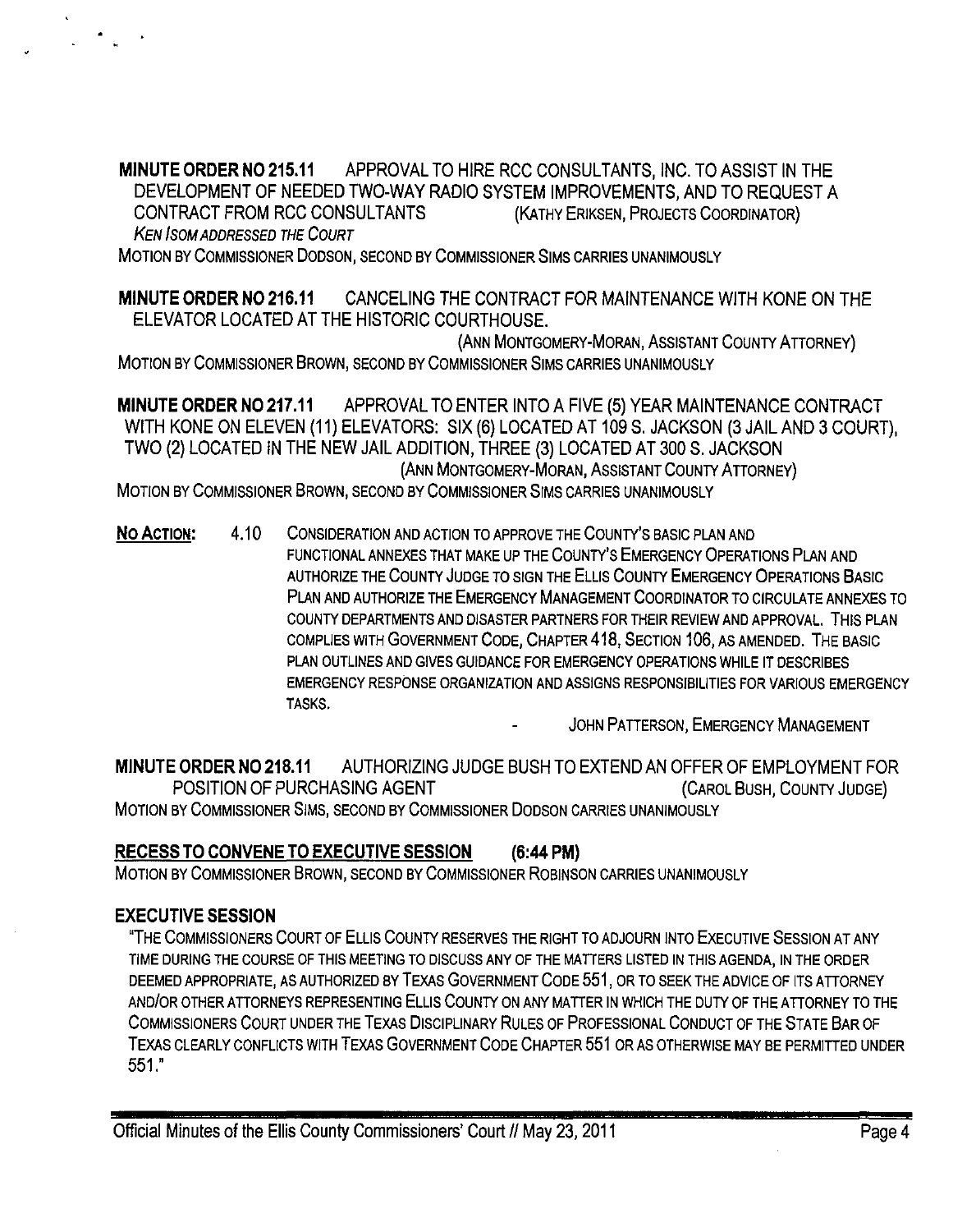**MINUTE ORDER NO 215.11** APPROVAL TO HIRE RCC CONSULTANTS, INC. TO ASSIST IN THE DEVELOPMENT OF NEEDED TWO-WAY RADIO SYSTEM IMPROVEMENTS, AND TO REQUEST A CONTRACT FROM RCC CONSULTANTS (KATHY ERIKSEN, PROJECTS COORDINATOR)
*KEN ISOM ADDRESSED THE COURT*
MOTION BY COMMISSIONER DODSON, SECOND BY COMMISSIONER SIMS CARRIES UNANIMOUSLY

**MINUTE ORDER NO 216.11** CANCELING THE CONTRACT FOR MAINTENANCE WITH KONE ON THE ELEVATOR LOCATED AT THE HISTORIC COURTHOUSE.
(ANN MONTGOMERY-MORAN, ASSISTANT COUNTY ATTORNEY)
MOTION BY COMMISSIONER BROWN, SECOND BY COMMISSIONER SIMS CARRIES UNANIMOUSLY

**MINUTE ORDER NO 217.11** APPROVAL TO ENTER INTO A FIVE (5) YEAR MAINTENANCE CONTRACT WITH KONE ON ELEVEN (11) ELEVATORS: SIX (6) LOCATED AT 109 S. JACKSON (3 JAIL AND 3 COURT), TWO (2) LOCATED IN THE NEW JAIL ADDITION, THREE (3) LOCATED AT 300 S. JACKSON
(ANN MONTGOMERY-MORAN, ASSISTANT COUNTY ATTORNEY)
MOTION BY COMMISSIONER BROWN, SECOND BY COMMISSIONER SIMS CARRIES UNANIMOUSLY

**NO ACTION:** 4.10 CONSIDERATION AND ACTION TO APPROVE THE COUNTY'S BASIC PLAN AND FUNCTIONAL ANNEXES THAT MAKE UP THE COUNTY'S EMERGENCY OPERATIONS PLAN AND AUTHORIZE THE COUNTY JUDGE TO SIGN THE ELLIS COUNTY EMERGENCY OPERATIONS BASIC PLAN AND AUTHORIZE THE EMERGENCY MANAGEMENT COORDINATOR TO CIRCULATE ANNEXES TO COUNTY DEPARTMENTS AND DISASTER PARTNERS FOR THEIR REVIEW AND APPROVAL. THIS PLAN COMPLIES WITH GOVERNMENT CODE, CHAPTER 418, SECTION 106, AS AMENDED. THE BASIC PLAN OUTLINES AND GIVES GUIDANCE FOR EMERGENCY OPERATIONS WHILE IT DESCRIBES EMERGENCY RESPONSE ORGANIZATION AND ASSIGNS RESPONSIBILITIES FOR VARIOUS EMERGENCY TASKS.
- JOHN PATTERSON, EMERGENCY MANAGEMENT

**MINUTE ORDER NO 218.11** AUTHORIZING JUDGE BUSH TO EXTEND AN OFFER OF EMPLOYMENT FOR POSITION OF PURCHASING AGENT (CAROL BUSH, COUNTY JUDGE)
MOTION BY COMMISSIONER SIMS, SECOND BY COMMISSIONER DODSON CARRIES UNANIMOUSLY

**RECESS TO CONVENE TO EXECUTIVE SESSION (6:44 PM)**
MOTION BY COMMISSIONER BROWN, SECOND BY COMMISSIONER ROBINSON CARRIES UNANIMOUSLY

**EXECUTIVE SESSION**
"THE COMMISSIONERS COURT OF ELLIS COUNTY RESERVES THE RIGHT TO ADJOURN INTO EXECUTIVE SESSION AT ANY TIME DURING THE COURSE OF THIS MEETING TO DISCUSS ANY OF THE MATTERS LISTED IN THIS AGENDA, IN THE ORDER DEEMED APPROPRIATE, AS AUTHORIZED BY TEXAS GOVERNMENT CODE 551, OR TO SEEK THE ADVICE OF ITS ATTORNEY AND/OR OTHER ATTORNEYS REPRESENTING ELLIS COUNTY ON ANY MATTER IN WHICH THE DUTY OF THE ATTORNEY TO THE COMMISSIONERS COURT UNDER THE TEXAS DISCIPLINARY RULES OF PROFESSIONAL CONDUCT OF THE STATE BAR OF TEXAS CLEARLY CONFLICTS WITH TEXAS GOVERNMENT CODE CHAPTER 551 OR AS OTHERWISE MAY BE PERMITTED UNDER 551."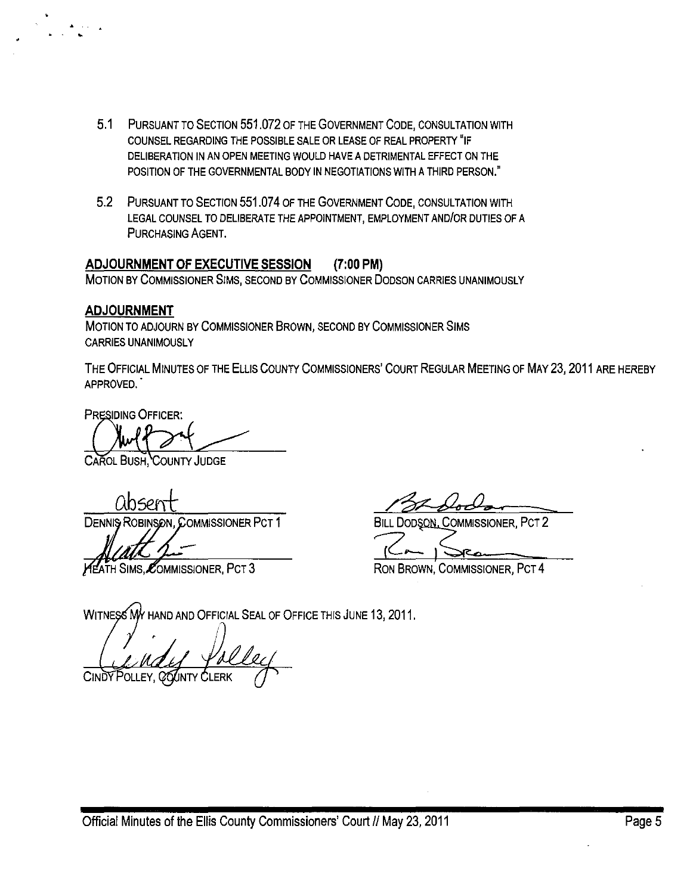5.1 PURSUANT TO SECTION 551.072 OF THE GOVERNMENT CODE, CONSULTATION WITH COUNSEL REGARDING THE POSSIBLE SALE OR LEASE OF REAL PROPERTY "IF DELIBERATION IN AN OPEN MEETING WOULD HAVE A DETRIMENTAL EFFECT ON THE POSITION OF THE GOVERNMENTAL BODY IN NEGOTIATIONS WITH A THIRD PERSON."

5.2 PURSUANT TO SECTION 551.074 OF THE GOVERNMENT CODE, CONSULTATION WITH LEGAL COUNSEL TO DELIBERATE THE APPOINTMENT, EMPLOYMENT AND/OR DUTIES OF A PURCHASING AGENT.

**ADJOURNMENT OF EXECUTIVE SESSION (7:00 PM)**

MOTION BY COMMISSIONER SIMS, SECOND BY COMMISSIONER DODSON CARRIES UNANIMOUSLY

**ADJOURNMENT**

MOTION TO ADJOURN BY COMMISSIONER BROWN, SECOND BY COMMISSIONER SIMS CARRIES UNANIMOUSLY

THE OFFICIAL MINUTES OF THE ELLIS COUNTY COMMISSIONERS' COURT REGULAR MEETING OF MAY 23, 2011 ARE HEREBY APPROVED.

PRESIDING OFFICER:

CAROL BUSH, COUNTY JUDGE

absent

DENNIS ROBINSON, COMMISSIONER PCT 1

BILL DODSON, COMMISSIONER, PCT 2

HEATH SIMS, COMMISSIONER, PCT 3

RON BROWN, COMMISSIONER, PCT 4

WITNESS MY HAND AND OFFICIAL SEAL OF OFFICE THIS JUNE 13, 2011.

CINDY POLLEY, COUNTY CLERK

Official Minutes of the Ellis County Commissioners' Court // May 23, 2011